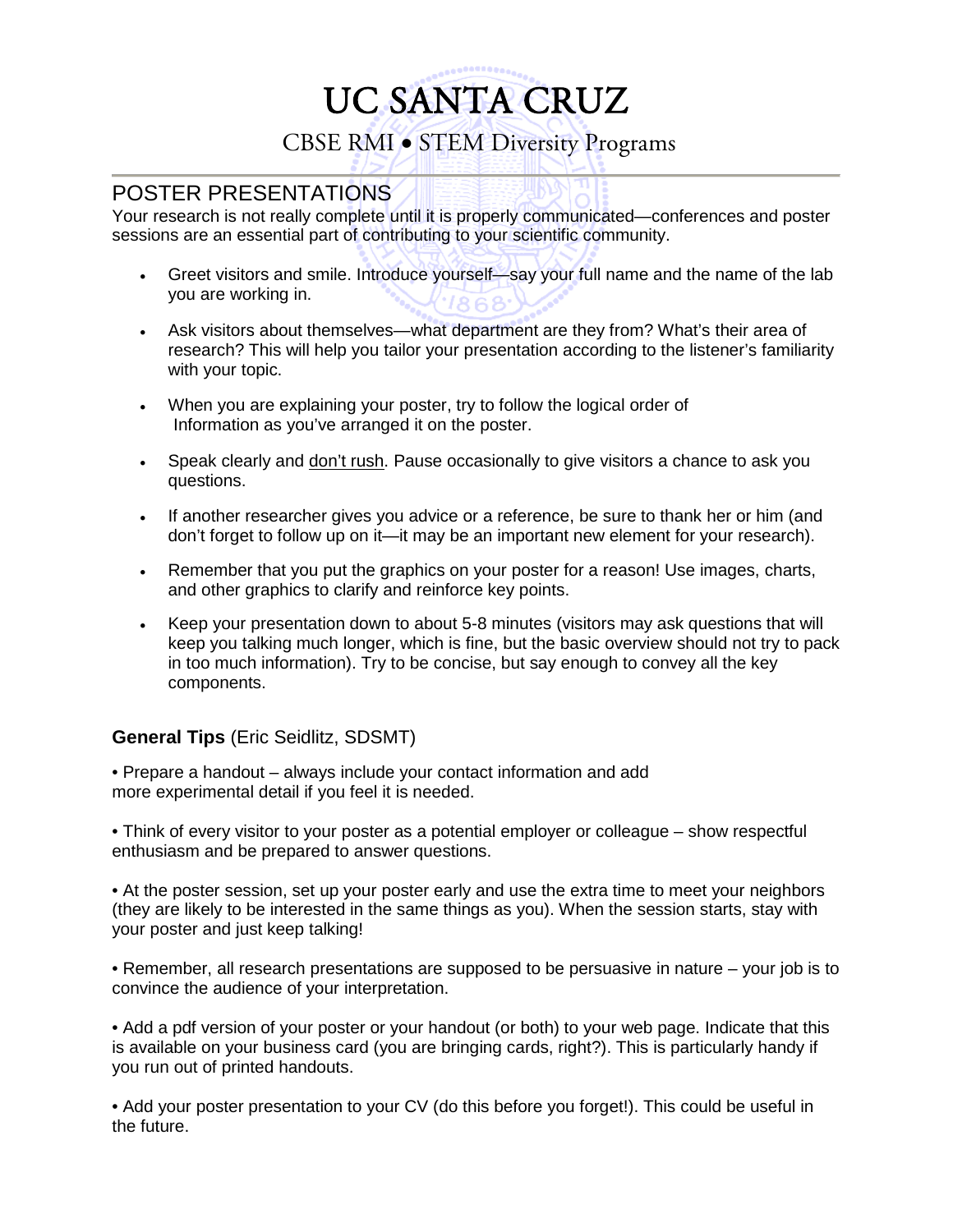# UC SANTA CRUZ

## CBSE RMI • STEM Diversity Programs

## POSTER PRESENTATIONS

Your research is not really complete until it is properly communicated—conferences and poster sessions are an essential part of contributing to your scientific community.

- Greet visitors and smile. Introduce yourself—say your full name and the name of the lab you are working in.
- Ask visitors about themselves—what department are they from? What's their area of research? This will help you tailor your presentation according to the listener's familiarity with your topic.
- When you are explaining your poster, try to follow the logical order of Information as you've arranged it on the poster.
- Speak clearly and <u>don't rush</u>. Pause occasionally to give visitors a chance to ask you questions.
- If another researcher gives you advice or a reference, be sure to thank her or him (and don't forget to follow up on it—it may be an important new element for your research).
- Remember that you put the graphics on your poster for a reason! Use images, charts, and other graphics to clarify and reinforce key points.
- Keep your presentation down to about 5-8 minutes (visitors may ask questions that will keep you talking much longer, which is fine, but the basic overview should not try to pack in too much information). Try to be concise, but say enough to convey all the key components.

### **General Tips** (Eric Seidlitz, SDSMT)

• Prepare a handout – always include your contact information and add more experimental detail if you feel it is needed.

• Think of every visitor to your poster as a potential employer or colleague – show respectful enthusiasm and be prepared to answer questions.

• At the poster session, set up your poster early and use the extra time to meet your neighbors (they are likely to be interested in the same things as you). When the session starts, stay with your poster and just keep talking!

• Remember, all research presentations are supposed to be persuasive in nature – your job is to convince the audience of your interpretation.

• Add a pdf version of your poster or your handout (or both) to your web page. Indicate that this is available on your business card (you are bringing cards, right?). This is particularly handy if you run out of printed handouts.

• Add your poster presentation to your CV (do this before you forget!). This could be useful in the future.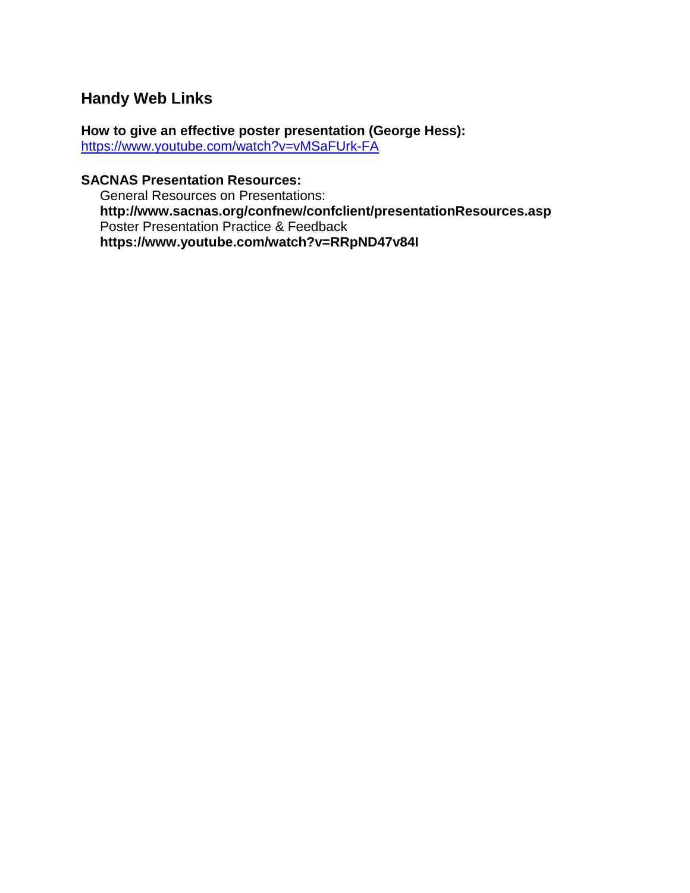## Handy Web Links

**How to give an effective poster presentation (George Hess):**
https://www.youtube.com/watch?v=vMSaFUrk-FA

**SACNAS Presentation Resources:**

General Resources on Presentations:
**http://www.sacnas.org/confnew/confclient/presentationResources.asp**
Poster Presentation Practice & Feedback
**https://www.youtube.com/watch?v=RRpND47v84I**